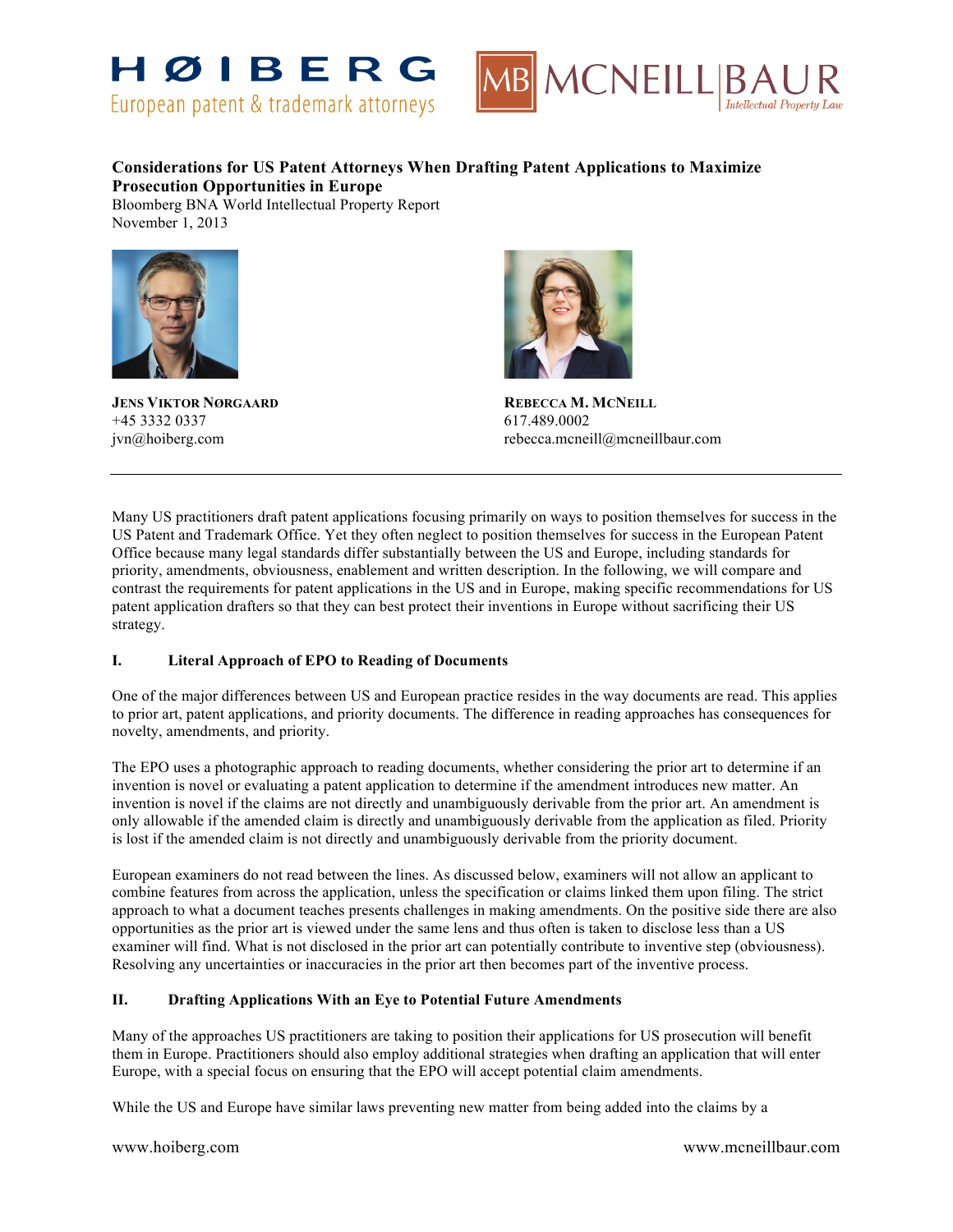HØIBERG
European patent & trademark attorneys

MCNEILL BAUR
Intellectual Property Law

**Considerations for US Patent Attorneys When Drafting Patent Applications to Maximize Prosecution Opportunities in Europe**
Bloomberg BNA World Intellectual Property Report
November 1, 2013

**JENS VIKTOR NØRGAARD**
+45 3332 0337
jvn@hoiberg.com

**REBECCA M. MCNEILL**
617.489.0002
rebecca.mcneill@mcneillbaur.com

---

Many US practitioners draft patent applications focusing primarily on ways to position themselves for success in the US Patent and Trademark Office. Yet they often neglect to position themselves for success in the European Patent Office because many legal standards differ substantially between the US and Europe, including standards for priority, amendments, obviousness, enablement and written description. In the following, we will compare and contrast the requirements for patent applications in the US and in Europe, making specific recommendations for US patent application drafters so that they can best protect their inventions in Europe without sacrificing their US strategy.

## I. Literal Approach of EPO to Reading of Documents

One of the major differences between US and European practice resides in the way documents are read. This applies to prior art, patent applications, and priority documents. The difference in reading approaches has consequences for novelty, amendments, and priority.

The EPO uses a photographic approach to reading documents, whether considering the prior art to determine if an invention is novel or evaluating a patent application to determine if the amendment introduces new matter. An invention is novel if the claims are not directly and unambiguously derivable from the prior art. An amendment is only allowable if the amended claim is directly and unambiguously derivable from the application as filed. Priority is lost if the amended claim is not directly and unambiguously derivable from the priority document.

European examiners do not read between the lines. As discussed below, examiners will not allow an applicant to combine features from across the application, unless the specification or claims linked them upon filing. The strict approach to what a document teaches presents challenges in making amendments. On the positive side there are also opportunities as the prior art is viewed under the same lens and thus often is taken to disclose less than a US examiner will find. What is not disclosed in the prior art can potentially contribute to inventive step (obviousness). Resolving any uncertainties or inaccuracies in the prior art then becomes part of the inventive process.

## II. Drafting Applications With an Eye to Potential Future Amendments

Many of the approaches US practitioners are taking to position their applications for US prosecution will benefit them in Europe. Practitioners should also employ additional strategies when drafting an application that will enter Europe, with a special focus on ensuring that the EPO will accept potential claim amendments.

While the US and Europe have similar laws preventing new matter from being added into the claims by a

www.hoiberg.com www.mcneillbaur.com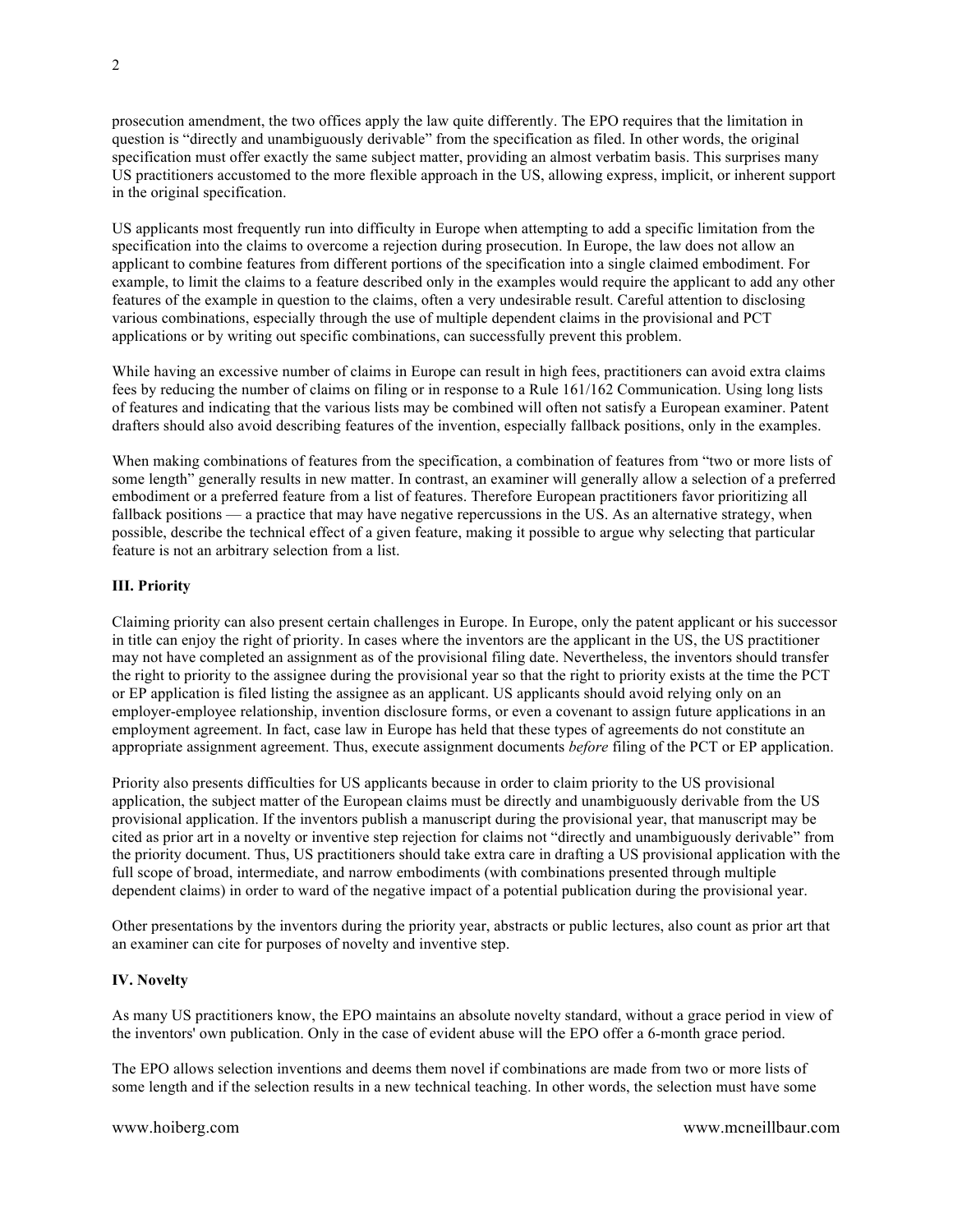prosecution amendment, the two offices apply the law quite differently. The EPO requires that the limitation in question is "directly and unambiguously derivable" from the specification as filed. In other words, the original specification must offer exactly the same subject matter, providing an almost verbatim basis. This surprises many US practitioners accustomed to the more flexible approach in the US, allowing express, implicit, or inherent support in the original specification.

US applicants most frequently run into difficulty in Europe when attempting to add a specific limitation from the specification into the claims to overcome a rejection during prosecution. In Europe, the law does not allow an applicant to combine features from different portions of the specification into a single claimed embodiment. For example, to limit the claims to a feature described only in the examples would require the applicant to add any other features of the example in question to the claims, often a very undesirable result. Careful attention to disclosing various combinations, especially through the use of multiple dependent claims in the provisional and PCT applications or by writing out specific combinations, can successfully prevent this problem.

While having an excessive number of claims in Europe can result in high fees, practitioners can avoid extra claims fees by reducing the number of claims on filing or in response to a Rule 161/162 Communication. Using long lists of features and indicating that the various lists may be combined will often not satisfy a European examiner. Patent drafters should also avoid describing features of the invention, especially fallback positions, only in the examples.

When making combinations of features from the specification, a combination of features from "two or more lists of some length" generally results in new matter. In contrast, an examiner will generally allow a selection of a preferred embodiment or a preferred feature from a list of features. Therefore European practitioners favor prioritizing all fallback positions — a practice that may have negative repercussions in the US. As an alternative strategy, when possible, describe the technical effect of a given feature, making it possible to argue why selecting that particular feature is not an arbitrary selection from a list.

**III. Priority**

Claiming priority can also present certain challenges in Europe. In Europe, only the patent applicant or his successor in title can enjoy the right of priority. In cases where the inventors are the applicant in the US, the US practitioner may not have completed an assignment as of the provisional filing date. Nevertheless, the inventors should transfer the right to priority to the assignee during the provisional year so that the right to priority exists at the time the PCT or EP application is filed listing the assignee as an applicant. US applicants should avoid relying only on an employer-employee relationship, invention disclosure forms, or even a covenant to assign future applications in an employment agreement. In fact, case law in Europe has held that these types of agreements do not constitute an appropriate assignment agreement. Thus, execute assignment documents *before* filing of the PCT or EP application.

Priority also presents difficulties for US applicants because in order to claim priority to the US provisional application, the subject matter of the European claims must be directly and unambiguously derivable from the US provisional application. If the inventors publish a manuscript during the provisional year, that manuscript may be cited as prior art in a novelty or inventive step rejection for claims not "directly and unambiguously derivable" from the priority document. Thus, US practitioners should take extra care in drafting a US provisional application with the full scope of broad, intermediate, and narrow embodiments (with combinations presented through multiple dependent claims) in order to ward of the negative impact of a potential publication during the provisional year.

Other presentations by the inventors during the priority year, abstracts or public lectures, also count as prior art that an examiner can cite for purposes of novelty and inventive step.

**IV. Novelty**

As many US practitioners know, the EPO maintains an absolute novelty standard, without a grace period in view of the inventors' own publication. Only in the case of evident abuse will the EPO offer a 6-month grace period.

The EPO allows selection inventions and deems them novel if combinations are made from two or more lists of some length and if the selection results in a new technical teaching. In other words, the selection must have some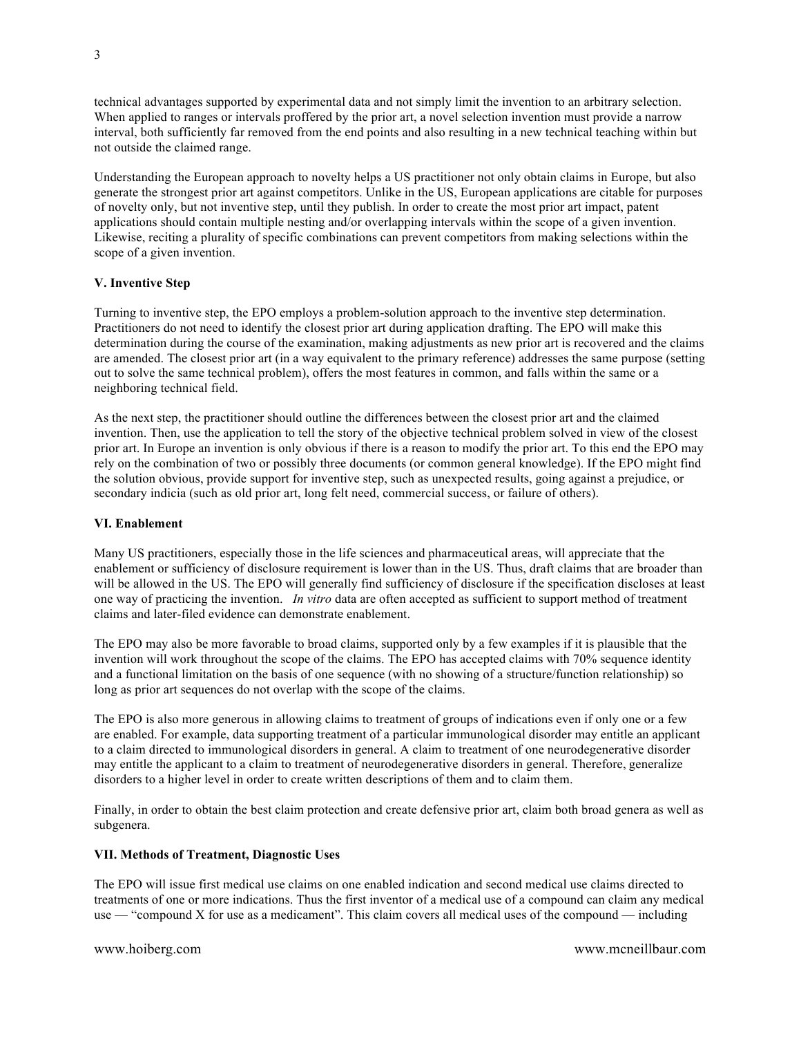technical advantages supported by experimental data and not simply limit the invention to an arbitrary selection. When applied to ranges or intervals proffered by the prior art, a novel selection invention must provide a narrow interval, both sufficiently far removed from the end points and also resulting in a new technical teaching within but not outside the claimed range.

Understanding the European approach to novelty helps a US practitioner not only obtain claims in Europe, but also generate the strongest prior art against competitors. Unlike in the US, European applications are citable for purposes of novelty only, but not inventive step, until they publish. In order to create the most prior art impact, patent applications should contain multiple nesting and/or overlapping intervals within the scope of a given invention. Likewise, reciting a plurality of specific combinations can prevent competitors from making selections within the scope of a given invention.

**V. Inventive Step**

Turning to inventive step, the EPO employs a problem-solution approach to the inventive step determination. Practitioners do not need to identify the closest prior art during application drafting. The EPO will make this determination during the course of the examination, making adjustments as new prior art is recovered and the claims are amended. The closest prior art (in a way equivalent to the primary reference) addresses the same purpose (setting out to solve the same technical problem), offers the most features in common, and falls within the same or a neighboring technical field.

As the next step, the practitioner should outline the differences between the closest prior art and the claimed invention. Then, use the application to tell the story of the objective technical problem solved in view of the closest prior art. In Europe an invention is only obvious if there is a reason to modify the prior art. To this end the EPO may rely on the combination of two or possibly three documents (or common general knowledge). If the EPO might find the solution obvious, provide support for inventive step, such as unexpected results, going against a prejudice, or secondary indicia (such as old prior art, long felt need, commercial success, or failure of others).

**VI. Enablement**

Many US practitioners, especially those in the life sciences and pharmaceutical areas, will appreciate that the enablement or sufficiency of disclosure requirement is lower than in the US. Thus, draft claims that are broader than will be allowed in the US. The EPO will generally find sufficiency of disclosure if the specification discloses at least one way of practicing the invention. *In vitro* data are often accepted as sufficient to support method of treatment claims and later-filed evidence can demonstrate enablement.

The EPO may also be more favorable to broad claims, supported only by a few examples if it is plausible that the invention will work throughout the scope of the claims. The EPO has accepted claims with 70% sequence identity and a functional limitation on the basis of one sequence (with no showing of a structure/function relationship) so long as prior art sequences do not overlap with the scope of the claims.

The EPO is also more generous in allowing claims to treatment of groups of indications even if only one or a few are enabled. For example, data supporting treatment of a particular immunological disorder may entitle an applicant to a claim directed to immunological disorders in general. A claim to treatment of one neurodegenerative disorder may entitle the applicant to a claim to treatment of neurodegenerative disorders in general. Therefore, generalize disorders to a higher level in order to create written descriptions of them and to claim them.

Finally, in order to obtain the best claim protection and create defensive prior art, claim both broad genera as well as subgenera.

**VII. Methods of Treatment, Diagnostic Uses**

The EPO will issue first medical use claims on one enabled indication and second medical use claims directed to treatments of one or more indications. Thus the first inventor of a medical use of a compound can claim any medical use — "compound X for use as a medicament". This claim covers all medical uses of the compound — including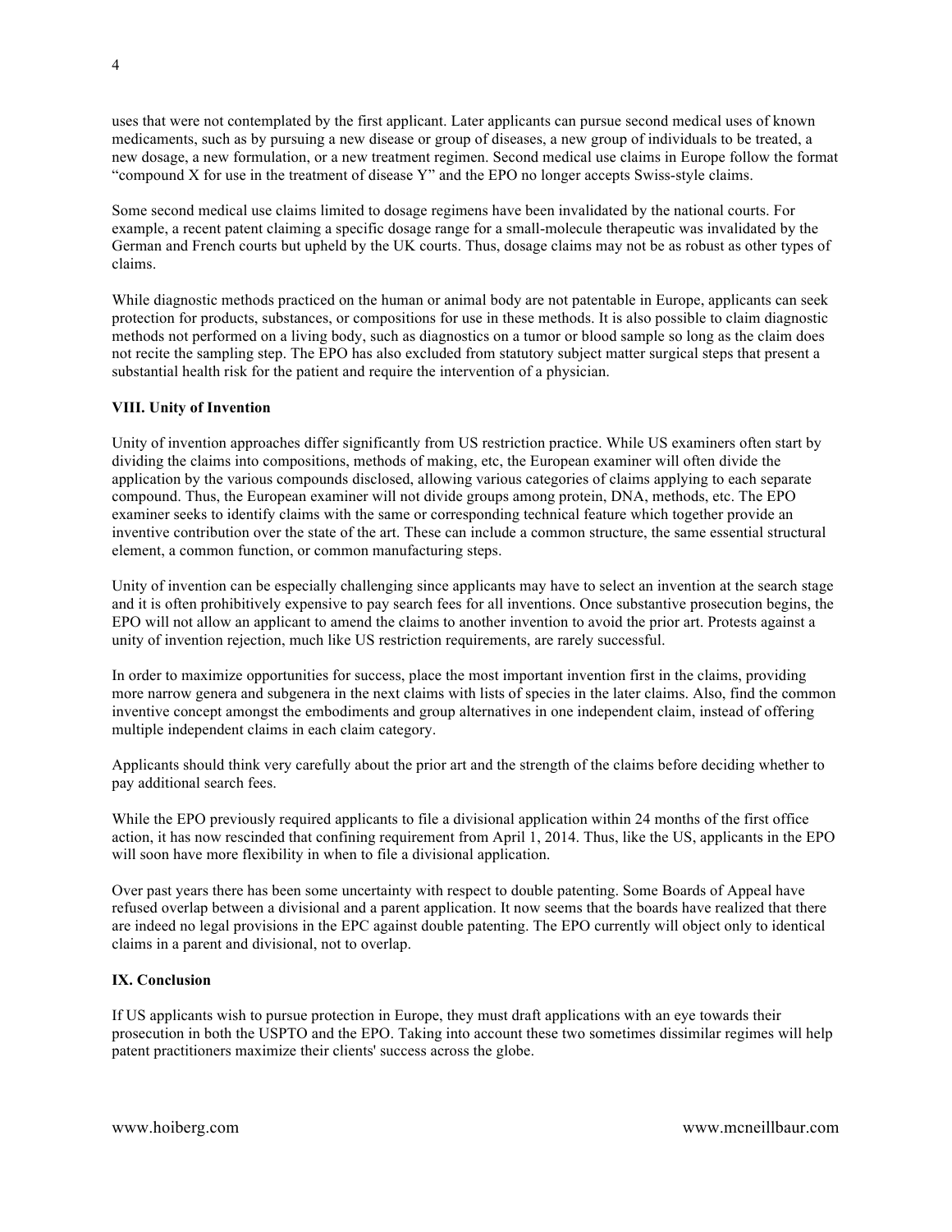uses that were not contemplated by the first applicant. Later applicants can pursue second medical uses of known medicaments, such as by pursuing a new disease or group of diseases, a new group of individuals to be treated, a new dosage, a new formulation, or a new treatment regimen. Second medical use claims in Europe follow the format "compound X for use in the treatment of disease Y" and the EPO no longer accepts Swiss-style claims.

Some second medical use claims limited to dosage regimens have been invalidated by the national courts. For example, a recent patent claiming a specific dosage range for a small-molecule therapeutic was invalidated by the German and French courts but upheld by the UK courts. Thus, dosage claims may not be as robust as other types of claims.

While diagnostic methods practiced on the human or animal body are not patentable in Europe, applicants can seek protection for products, substances, or compositions for use in these methods. It is also possible to claim diagnostic methods not performed on a living body, such as diagnostics on a tumor or blood sample so long as the claim does not recite the sampling step. The EPO has also excluded from statutory subject matter surgical steps that present a substantial health risk for the patient and require the intervention of a physician.

## VIII. Unity of Invention

Unity of invention approaches differ significantly from US restriction practice. While US examiners often start by dividing the claims into compositions, methods of making, etc, the European examiner will often divide the application by the various compounds disclosed, allowing various categories of claims applying to each separate compound. Thus, the European examiner will not divide groups among protein, DNA, methods, etc. The EPO examiner seeks to identify claims with the same or corresponding technical feature which together provide an inventive contribution over the state of the art. These can include a common structure, the same essential structural element, a common function, or common manufacturing steps.

Unity of invention can be especially challenging since applicants may have to select an invention at the search stage and it is often prohibitively expensive to pay search fees for all inventions. Once substantive prosecution begins, the EPO will not allow an applicant to amend the claims to another invention to avoid the prior art. Protests against a unity of invention rejection, much like US restriction requirements, are rarely successful.

In order to maximize opportunities for success, place the most important invention first in the claims, providing more narrow genera and subgenera in the next claims with lists of species in the later claims. Also, find the common inventive concept amongst the embodiments and group alternatives in one independent claim, instead of offering multiple independent claims in each claim category.

Applicants should think very carefully about the prior art and the strength of the claims before deciding whether to pay additional search fees.

While the EPO previously required applicants to file a divisional application within 24 months of the first office action, it has now rescinded that confining requirement from April 1, 2014. Thus, like the US, applicants in the EPO will soon have more flexibility in when to file a divisional application.

Over past years there has been some uncertainty with respect to double patenting. Some Boards of Appeal have refused overlap between a divisional and a parent application. It now seems that the boards have realized that there are indeed no legal provisions in the EPC against double patenting. The EPO currently will object only to identical claims in a parent and divisional, not to overlap.

## IX. Conclusion

If US applicants wish to pursue protection in Europe, they must draft applications with an eye towards their prosecution in both the USPTO and the EPO. Taking into account these two sometimes dissimilar regimes will help patent practitioners maximize their clients' success across the globe.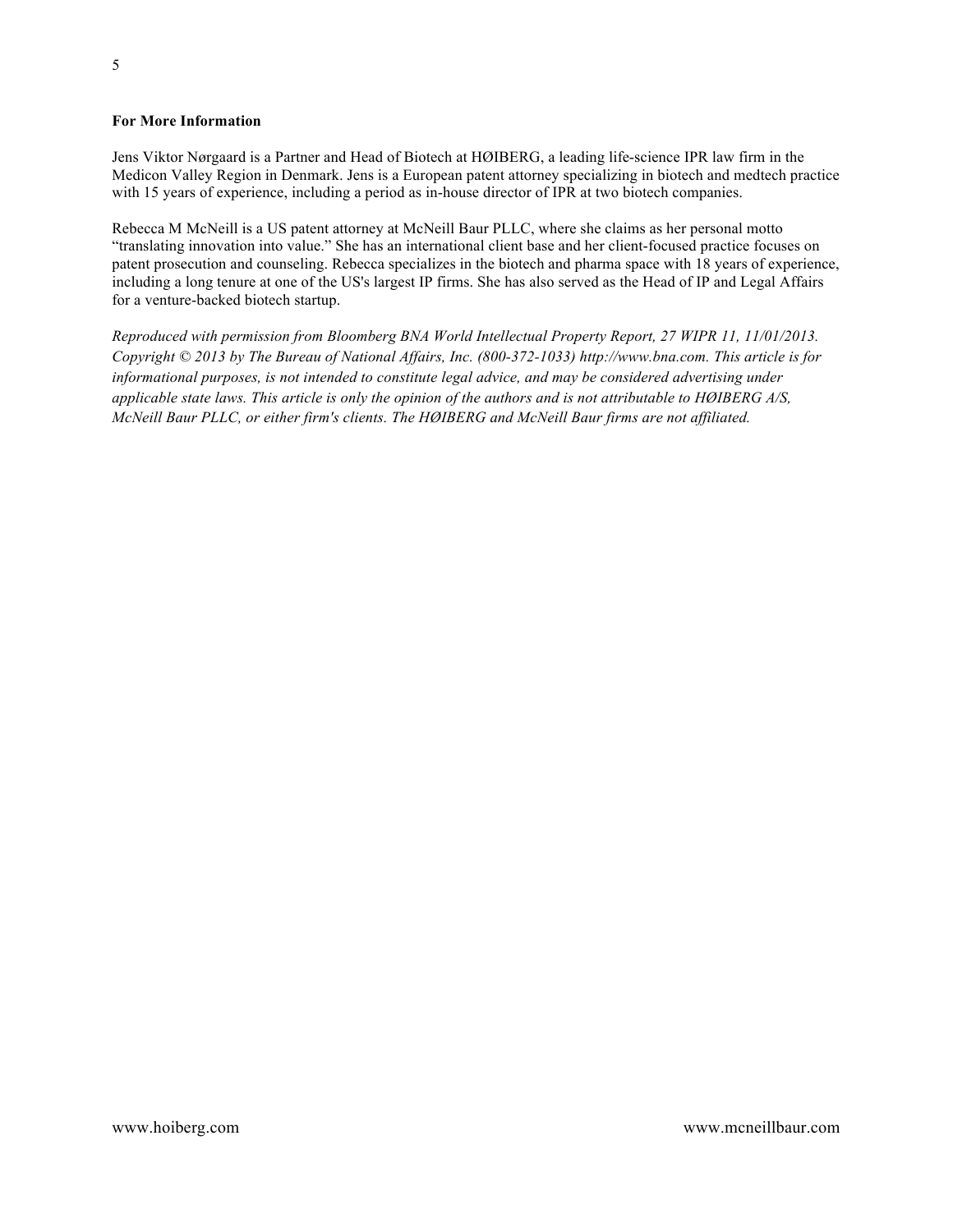**For More Information**

Jens Viktor Nørgaard is a Partner and Head of Biotech at HØIBERG, a leading life-science IPR law firm in the Medicon Valley Region in Denmark. Jens is a European patent attorney specializing in biotech and medtech practice with 15 years of experience, including a period as in-house director of IPR at two biotech companies.

Rebecca M McNeill is a US patent attorney at McNeill Baur PLLC, where she claims as her personal motto "translating innovation into value." She has an international client base and her client-focused practice focuses on patent prosecution and counseling. Rebecca specializes in the biotech and pharma space with 18 years of experience, including a long tenure at one of the US's largest IP firms. She has also served as the Head of IP and Legal Affairs for a venture-backed biotech startup.

*Reproduced with permission from Bloomberg BNA World Intellectual Property Report, 27 WIPR 11, 11/01/2013. Copyright © 2013 by The Bureau of National Affairs, Inc. (800-372-1033) http://www.bna.com. This article is for informational purposes, is not intended to constitute legal advice, and may be considered advertising under applicable state laws. This article is only the opinion of the authors and is not attributable to HØIBERG A/S, McNeill Baur PLLC, or either firm's clients. The HØIBERG and McNeill Baur firms are not affiliated.*